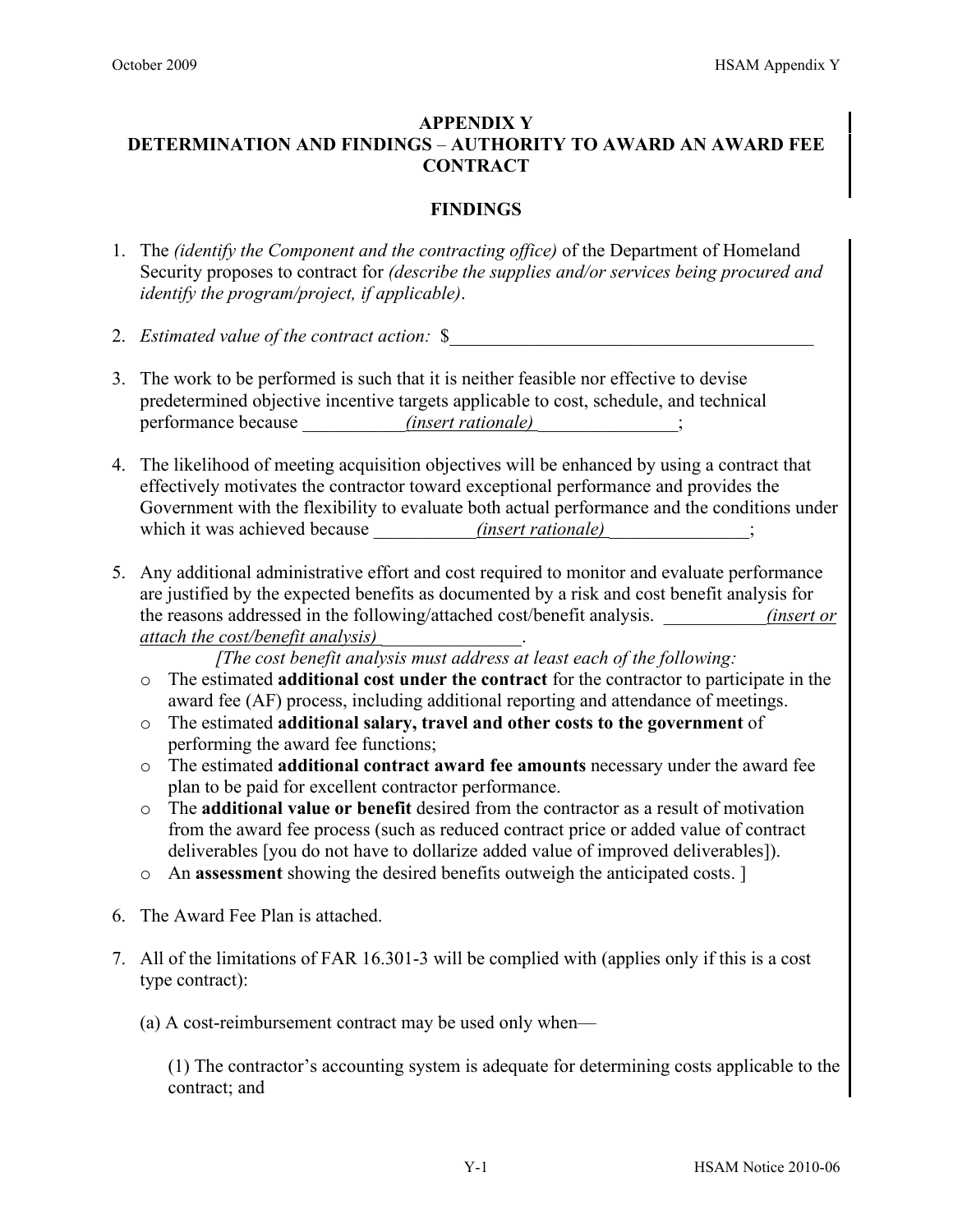# APPENDIX Y
# DETERMINATION AND FINDINGS – AUTHORITY TO AWARD AN AWARD FEE CONTRACT

## FINDINGS

1. The *(identify the Component and the contracting office)* of the Department of Homeland Security proposes to contract for *(describe the supplies and/or services being procured and identify the program/project, if applicable)*.

2. *Estimated value of the contract action:* $\_\_\_\_\_\_\_\_\_\_\_\_\_\_\_\_\_\_\_\_\_\_\_\_\_\_\_\_\_\_\_\_\_\_\_\_\_\_\_\_

3. The work to be performed is such that it is neither feasible nor effective to devise predetermined objective incentive targets applicable to cost, schedule, and technical performance because \_\_\_\_\_\_\_\_\_\_\_*(insert rationale)*\_\_\_\_\_\_\_\_\_\_\_\_\_\_\_;

4. The likelihood of meeting acquisition objectives will be enhanced by using a contract that effectively motivates the contractor toward exceptional performance and provides the Government with the flexibility to evaluate both actual performance and the conditions under which it was achieved because \_\_\_\_\_\_\_\_\_\_\_*(insert rationale)*\_\_\_\_\_\_\_\_\_\_\_\_\_\_\_;

5. Any additional administrative effort and cost required to monitor and evaluate performance are justified by the expected benefits as documented by a risk and cost benefit analysis for the reasons addressed in the following/attached cost/benefit analysis. \_\_\_\_\_\_\_\_\_\_\_*(insert or attach the cost/benefit analysis)*\_\_\_\_\_\_\_\_\_\_\_\_\_\_\_.

   *[The cost benefit analysis must address at least each of the following:*

   - The estimated **additional cost under the contract** for the contractor to participate in the award fee (AF) process, including additional reporting and attendance of meetings.
   - The estimated **additional salary, travel and other costs to the government** of performing the award fee functions;
   - The estimated **additional contract award fee amounts** necessary under the award fee plan to be paid for excellent contractor performance.
   - The **additional value or benefit** desired from the contractor as a result of motivation from the award fee process (such as reduced contract price or added value of contract deliverables [you do not have to dollarize added value of improved deliverables]).
   - An **assessment** showing the desired benefits outweigh the anticipated costs. ]

6. The Award Fee Plan is attached.

7. All of the limitations of FAR 16.301-3 will be complied with (applies only if this is a cost type contract):

   (a) A cost-reimbursement contract may be used only when—

   (1) The contractor's accounting system is adequate for determining costs applicable to the contract; and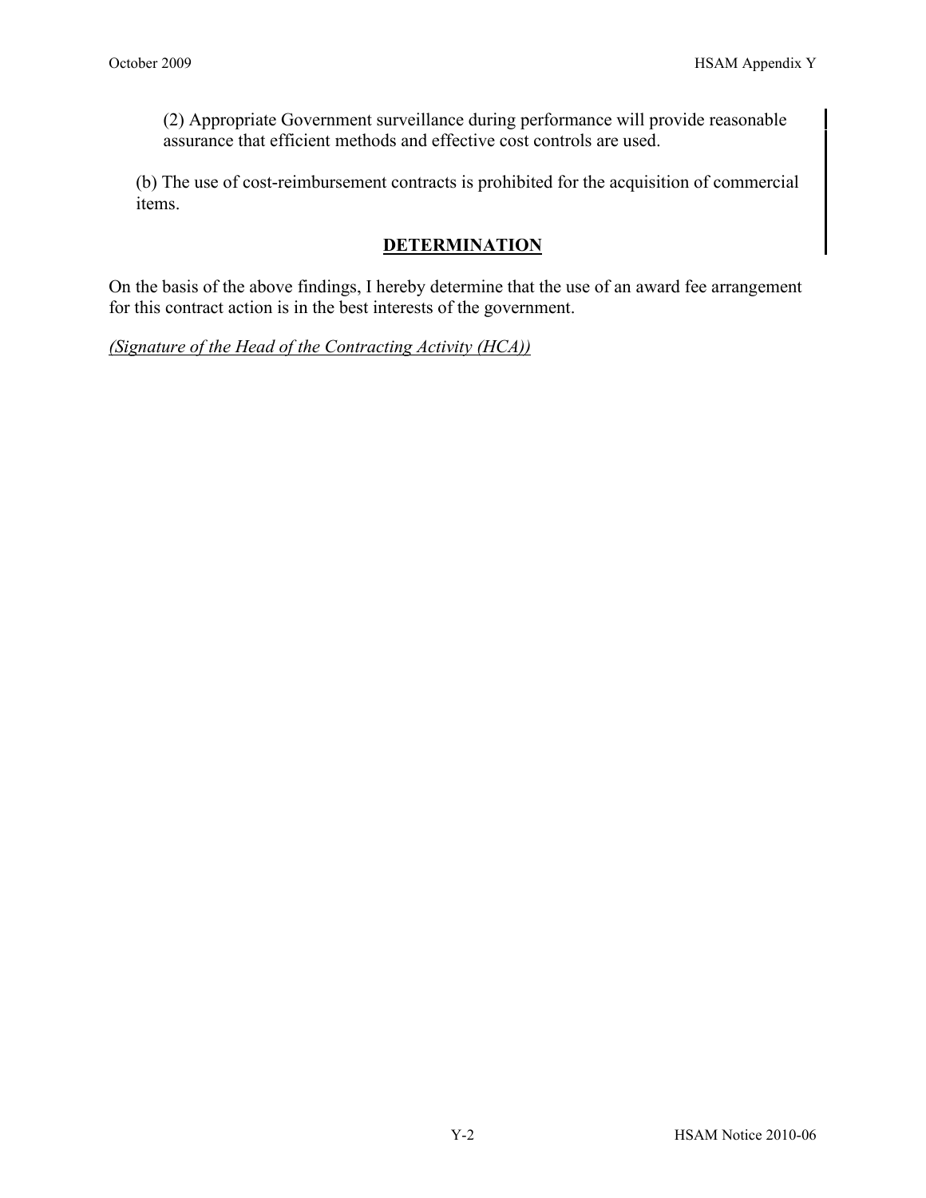(2) Appropriate Government surveillance during performance will provide reasonable assurance that efficient methods and effective cost controls are used.

(b) The use of cost-reimbursement contracts is prohibited for the acquisition of commercial items.

## DETERMINATION

On the basis of the above findings, I hereby determine that the use of an award fee arrangement for this contract action is in the best interests of the government.

*(Signature of the Head of the Contracting Activity (HCA))*